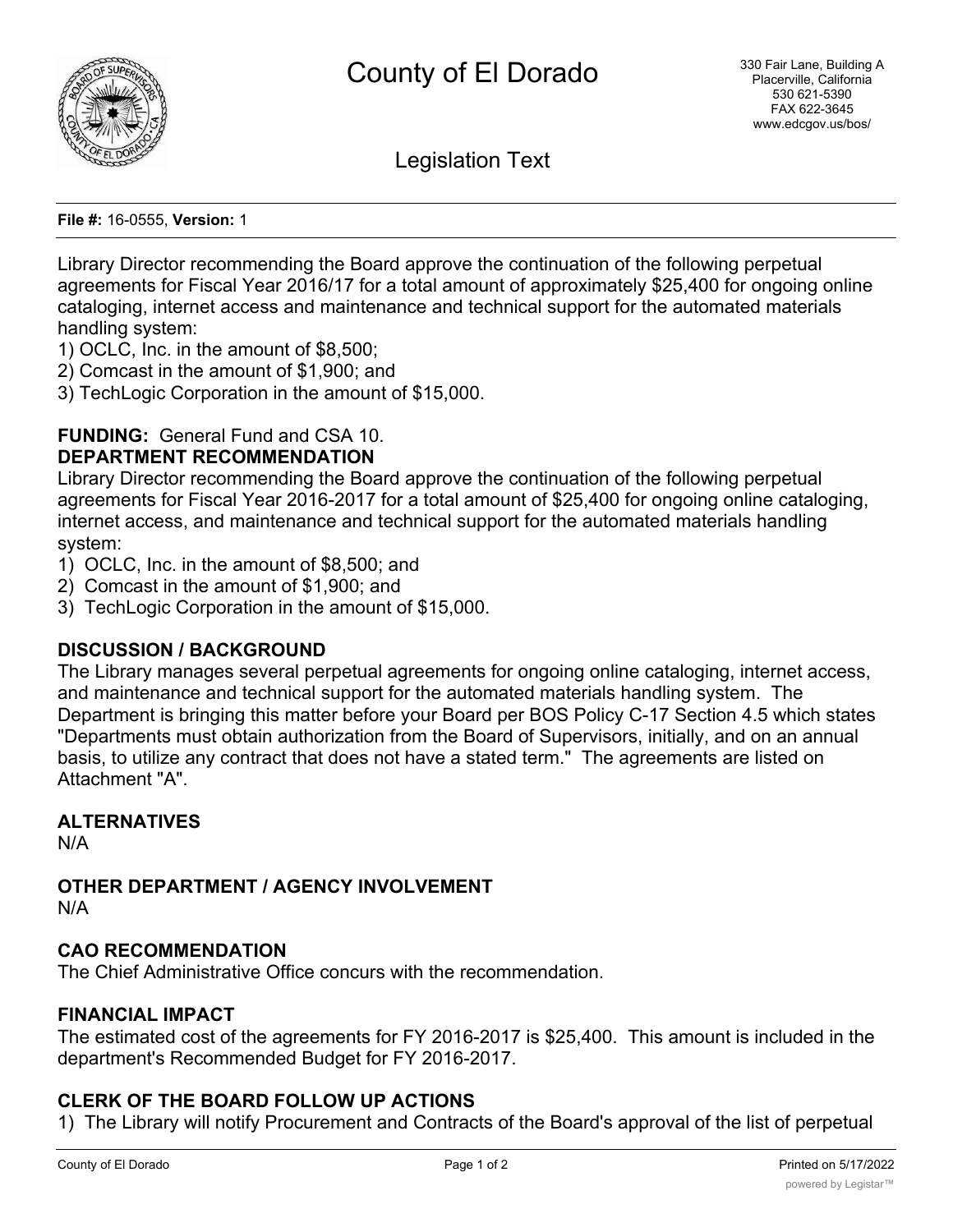# County of El Dorado

330 Fair Lane, Building A
Placerville, California
530 621-5390
FAX 622-3645
www.edcgov.us/bos/

## Legislation Text

**File #:** 16-0555, **Version:** 1

Library Director recommending the Board approve the continuation of the following perpetual agreements for Fiscal Year 2016/17 for a total amount of approximately $25,400 for ongoing online cataloging, internet access and maintenance and technical support for the automated materials handling system:
1) OCLC, Inc. in the amount of $8,500;
2) Comcast in the amount of $1,900; and
3) TechLogic Corporation in the amount of $15,000.

**FUNDING:** General Fund and CSA 10.

**DEPARTMENT RECOMMENDATION**

Library Director recommending the Board approve the continuation of the following perpetual agreements for Fiscal Year 2016-2017 for a total amount of $25,400 for ongoing online cataloging, internet access, and maintenance and technical support for the automated materials handling system:
1) OCLC, Inc. in the amount of $8,500; and
2) Comcast in the amount of $1,900; and
3) TechLogic Corporation in the amount of $15,000.

**DISCUSSION / BACKGROUND**

The Library manages several perpetual agreements for ongoing online cataloging, internet access, and maintenance and technical support for the automated materials handling system. The Department is bringing this matter before your Board per BOS Policy C-17 Section 4.5 which states "Departments must obtain authorization from the Board of Supervisors, initially, and on an annual basis, to utilize any contract that does not have a stated term." The agreements are listed on Attachment "A".

**ALTERNATIVES**

N/A

**OTHER DEPARTMENT / AGENCY INVOLVEMENT**

N/A

**CAO RECOMMENDATION**

The Chief Administrative Office concurs with the recommendation.

**FINANCIAL IMPACT**

The estimated cost of the agreements for FY 2016-2017 is $25,400. This amount is included in the department's Recommended Budget for FY 2016-2017.

**CLERK OF THE BOARD FOLLOW UP ACTIONS**

1) The Library will notify Procurement and Contracts of the Board's approval of the list of perpetual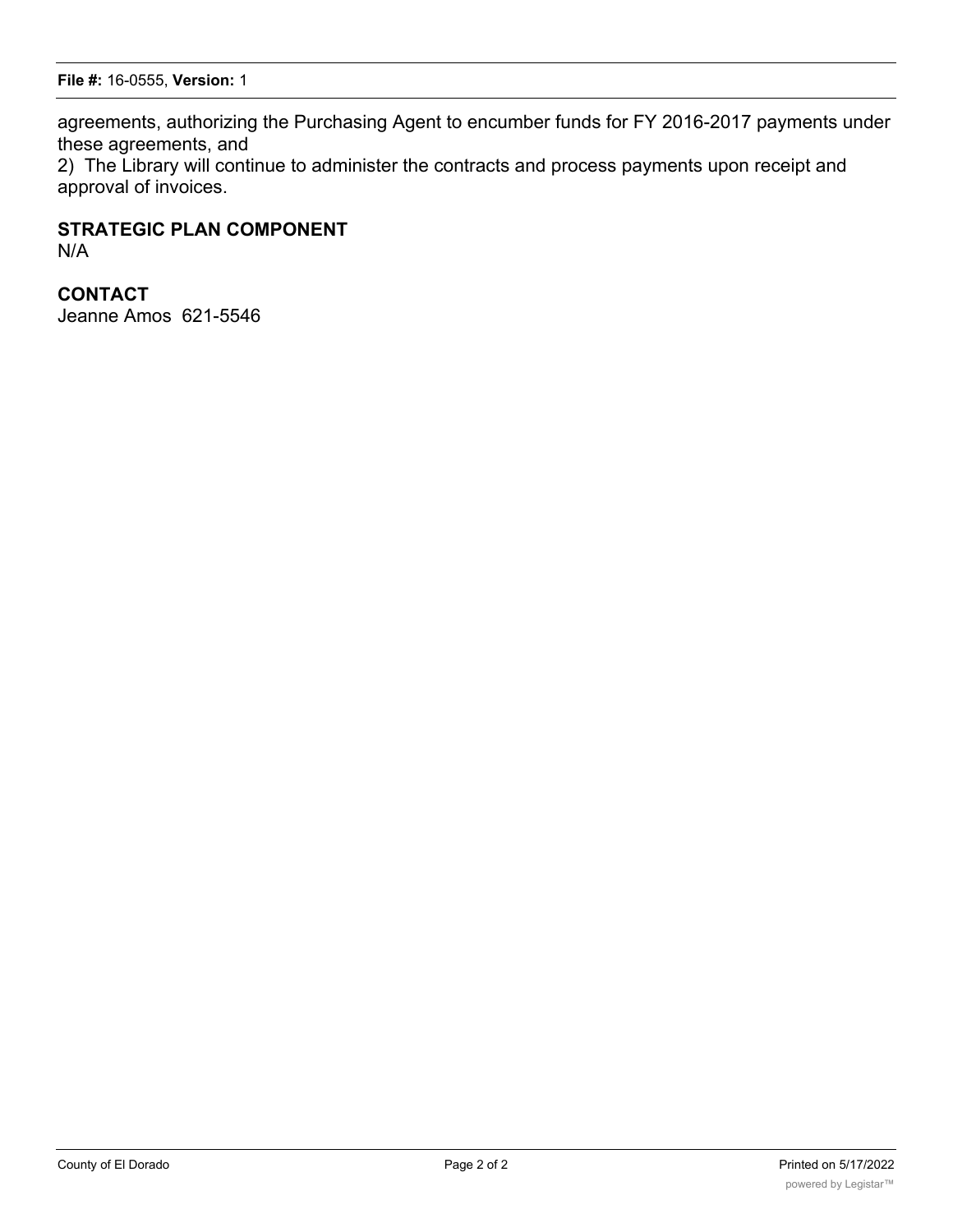agreements, authorizing the Purchasing Agent to encumber funds for FY 2016-2017 payments under these agreements, and

2) The Library will continue to administer the contracts and process payments upon receipt and approval of invoices.

**STRATEGIC PLAN COMPONENT**

N/A

**CONTACT**

Jeanne Amos 621-5546